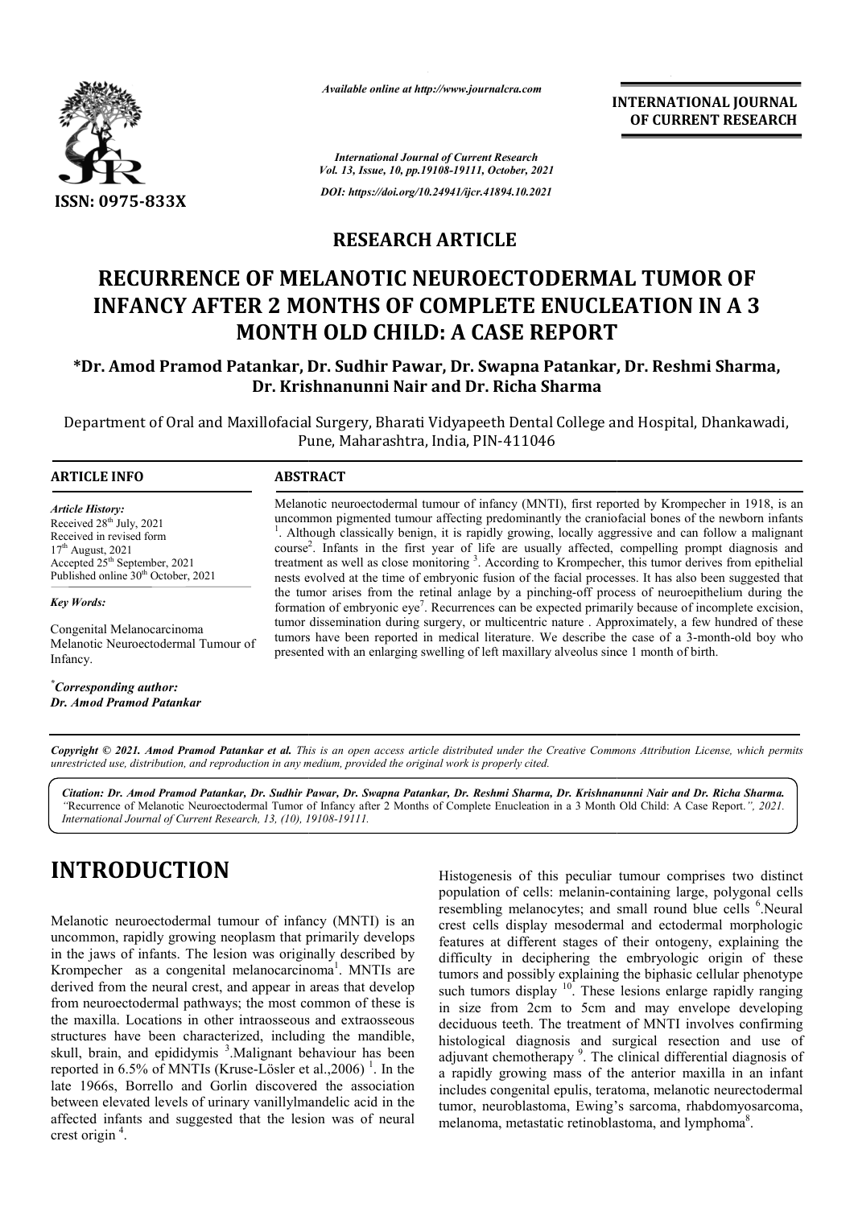*Available online at http://www.journalcra.com*

**INTERNATIONAL JOURNAL OF CURRENT RESEARCH**

*International Journal of Current Research*
*Vol. 13, Issue, 10, pp.19108-19111, October, 2021*

*DOI: https://doi.org/10.24941/ijcr.41894.10.2021*

**ISSN: 0975-833X**

## RESEARCH ARTICLE

# RECURRENCE OF MELANOTIC NEUROECTODERMAL TUMOR OF INFANCY AFTER 2 MONTHS OF COMPLETE ENUCLEATION IN A 3 MONTH OLD CHILD: A CASE REPORT

**\*Dr. Amod Pramod Patankar, Dr. Sudhir Pawar, Dr. Swapna Patankar, Dr. Reshmi Sharma, Dr. Krishnanunni Nair and Dr. Richa Sharma**

Department of Oral and Maxillofacial Surgery, Bharati Vidyapeeth Dental College and Hospital, Dhankawadi, Pune, Maharashtra, India, PIN-411046

**ARTICLE INFO**

*Article History:*
Received 28th July, 2021
Received in revised form 17th August, 2021
Accepted 25th September, 2021
Published online 30th October, 2021

*Key Words:*
Congenital Melanocarcinoma
Melanotic Neuroectodermal Tumour of Infancy.

*Corresponding author:*
*Dr. Amod Pramod Patankar*

**ABSTRACT**

Melanotic neuroectodermal tumour of infancy (MNTI), first reported by Krompecher in 1918, is an uncommon pigmented tumour affecting predominantly the craniofacial bones of the newborn infants [1]. Although classically benign, it is rapidly growing, locally aggressive and can follow a malignant course[2]. Infants in the first year of life are usually affected, compelling prompt diagnosis and treatment as well as close monitoring [3]. According to Krompecher, this tumor derives from epithelial nests evolved at the time of embryonic fusion of the facial processes. It has also been suggested that the tumor arises from the retinal anlage by a pinching-off process of neuroepithelium during the formation of embryonic eye[7]. Recurrences can be expected primarily because of incomplete excision, tumor dissemination during surgery, or multicentric nature . Approximately, a few hundred of these tumors have been reported in medical literature. We describe the case of a 3-month-old boy who presented with an enlarging swelling of left maxillary alveolus since 1 month of birth.

*Copyright © 2021. Amod Pramod Patankar et al. This is an open access article distributed under the Creative Commons Attribution License, which permits unrestricted use, distribution, and reproduction in any medium, provided the original work is properly cited.*

***Citation:** Dr. Amod Pramod Patankar, Dr. Sudhir Pawar, Dr. Swapna Patankar, Dr. Reshmi Sharma, Dr. Krishnanunni Nair and Dr. Richa Sharma. "Recurrence of Melanotic Neuroectodermal Tumor of Infancy after 2 Months of Complete Enucleation in a 3 Month Old Child: A Case Report.", 2021. International Journal of Current Research, 13, (10), 19108-19111.*

# INTRODUCTION

Melanotic neuroectodermal tumour of infancy (MNTI) is an uncommon, rapidly growing neoplasm that primarily develops in the jaws of infants. The lesion was originally described by Krompecher as a congenital melanocarcinoma[1]. MNTIs are derived from the neural crest, and appear in areas that develop from neuroectodermal pathways; the most common of these is the maxilla. Locations in other intraosseous and extraosseous structures have been characterized, including the mandible, skull, brain, and epididymis [3].Malignant behaviour has been reported in 6.5% of MNTIs (Kruse-Lösler et al.,2006) [1]. In the late 1966s, Borrello and Gorlin discovered the association between elevated levels of urinary vanillylmandelic acid in the affected infants and suggested that the lesion was of neural crest origin [4].

Histogenesis of this peculiar tumour comprises two distinct population of cells: melanin-containing large, polygonal cells resembling melanocytes; and small round blue cells [6].Neural crest cells display mesodermal and ectodermal morphologic features at different stages of their ontogeny, explaining the difficulty in deciphering the embryologic origin of these tumors and possibly explaining the biphasic cellular phenotype such tumors display [10]. These lesions enlarge rapidly ranging in size from 2cm to 5cm and may envelope developing deciduous teeth. The treatment of MNTI involves confirming histological diagnosis and surgical resection and use of adjuvant chemotherapy [9]. The clinical differential diagnosis of a rapidly growing mass of the anterior maxilla in an infant includes congenital epulis, teratoma, melanotic neurectodermal tumor, neuroblastoma, Ewing's sarcoma, rhabdomyosarcoma, melanoma, metastatic retinoblastoma, and lymphoma[8].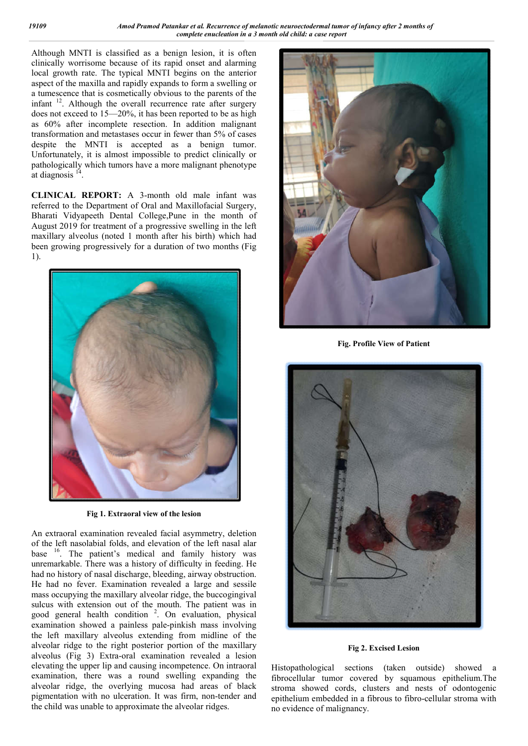Although MNTI is classified as a benign lesion, it is often clinically worrisome because of its rapid onset and alarming local growth rate. The typical MNTI begins on the anterior aspect of the maxilla and rapidly expands to form a swelling or a tumescence that is cosmetically obvious to the parents of the infant [12]. Although the overall recurrence rate after surgery does not exceed to 15—20%, it has been reported to be as high as 60% after incomplete resection. In addition malignant transformation and metastases occur in fewer than 5% of cases despite the MNTI is accepted as a benign tumor. Unfortunately, it is almost impossible to predict clinically or pathologically which tumors have a more malignant phenotype at diagnosis [14].

**CLINICAL REPORT:** A 3-month old male infant was referred to the Department of Oral and Maxillofacial Surgery, Bharati Vidyapeeth Dental College,Pune in the month of August 2019 for treatment of a progressive swelling in the left maxillary alveolus (noted 1 month after his birth) which had been growing progressively for a duration of two months (Fig 1).

**Fig 1. Extraoral view of the lesion**

An extraoral examination revealed facial asymmetry, deletion of the left nasolabial folds, and elevation of the left nasal alar base [16]. The patient's medical and family history was unremarkable. There was a history of difficulty in feeding. He had no history of nasal discharge, bleeding, airway obstruction. He had no fever. Examination revealed a large and sessile mass occupying the maxillary alveolar ridge, the buccogingival sulcus with extension out of the mouth. The patient was in good general health condition [2]. On evaluation, physical examination showed a painless pale-pinkish mass involving the left maxillary alveolus extending from midline of the alveolar ridge to the right posterior portion of the maxillary alveolus (Fig 3) Extra-oral examination revealed a lesion elevating the upper lip and causing incompetence. On intraoral examination, there was a round swelling expanding the alveolar ridge, the overlying mucosa had areas of black pigmentation with no ulceration. It was firm, non-tender and the child was unable to approximate the alveolar ridges.

**Fig. Profile View of Patient**

**Fig 2. Excised Lesion**

Histopathological sections (taken outside) showed a fibrocellular tumor covered by squamous epithelium.The stroma showed cords, clusters and nests of odontogenic epithelium embedded in a fibrous to fibro-cellular stroma with no evidence of malignancy.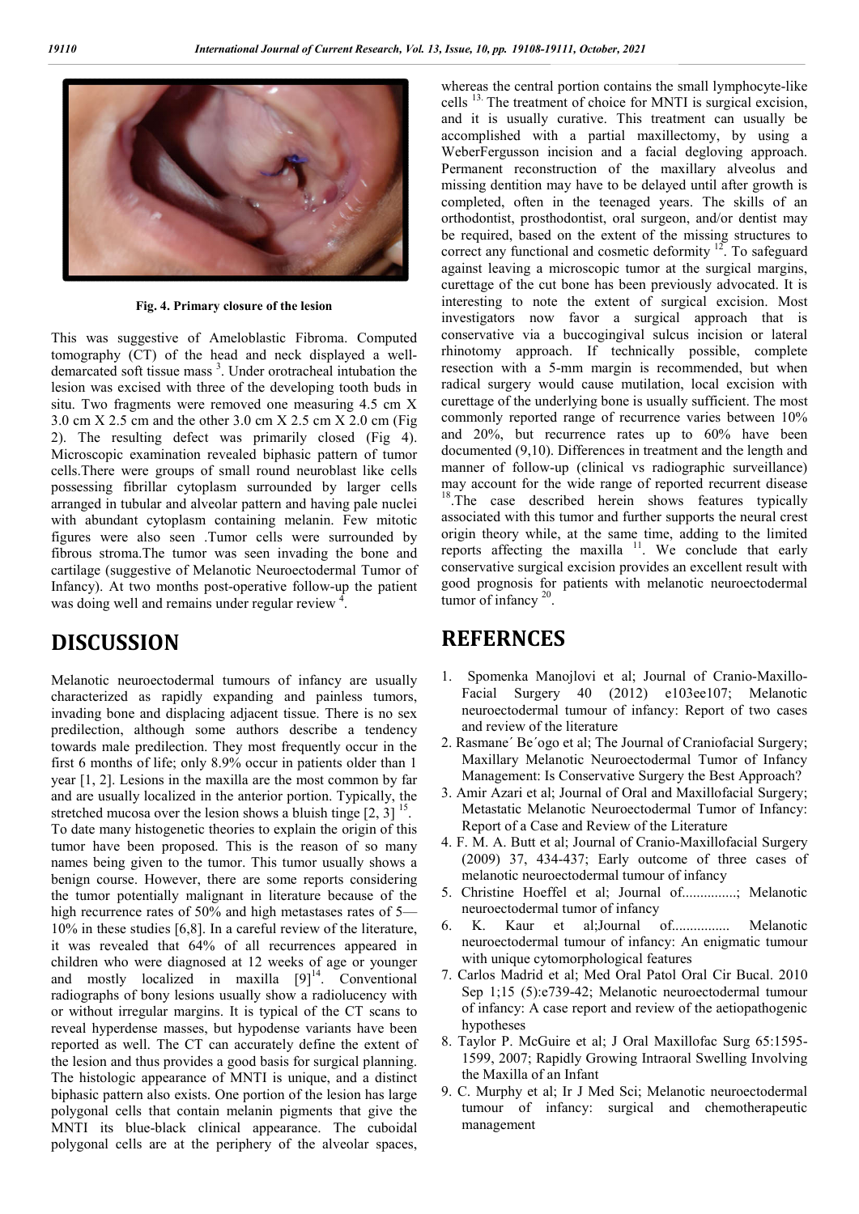Fig. 4. Primary closure of the lesion

This was suggestive of Ameloblastic Fibroma. Computed tomography (CT) of the head and neck displayed a well-demarcated soft tissue mass [3]. Under orotracheal intubation the lesion was excised with three of the developing tooth buds in situ. Two fragments were removed one measuring 4.5 cm X 3.0 cm X 2.5 cm and the other 3.0 cm X 2.5 cm X 2.0 cm (Fig 2). The resulting defect was primarily closed (Fig 4). Microscopic examination revealed biphasic pattern of tumor cells.There were groups of small round neuroblast like cells possessing fibrillar cytoplasm surrounded by larger cells arranged in tubular and alveolar pattern and having pale nuclei with abundant cytoplasm containing melanin. Few mitotic figures were also seen .Tumor cells were surrounded by fibrous stroma.The tumor was seen invading the bone and cartilage (suggestive of Melanotic Neuroectodermal Tumor of Infancy). At two months post-operative follow-up the patient was doing well and remains under regular review [4].

## DISCUSSION

Melanotic neuroectodermal tumours of infancy are usually characterized as rapidly expanding and painless tumors, invading bone and displacing adjacent tissue. There is no sex predilection, although some authors describe a tendency towards male predilection. They most frequently occur in the first 6 months of life; only 8.9% occur in patients older than 1 year [1, 2]. Lesions in the maxilla are the most common by far and are usually localized in the anterior portion. Typically, the stretched mucosa over the lesion shows a bluish tinge [2, 3] [15]. To date many histogenetic theories to explain the origin of this tumor have been proposed. This is the reason of so many names being given to the tumor. This tumor usually shows a benign course. However, there are some reports considering the tumor potentially malignant in literature because of the high recurrence rates of 50% and high metastases rates of 5—10% in these studies [6,8]. In a careful review of the literature, it was revealed that 64% of all recurrences appeared in children who were diagnosed at 12 weeks of age or younger and mostly localized in maxilla [9][14]. Conventional radiographs of bony lesions usually show a radiolucency with or without irregular margins. It is typical of the CT scans to reveal hyperdense masses, but hypodense variants have been reported as well. The CT can accurately define the extent of the lesion and thus provides a good basis for surgical planning. The histologic appearance of MNTI is unique, and a distinct biphasic pattern also exists. One portion of the lesion has large polygonal cells that contain melanin pigments that give the MNTI its blue-black clinical appearance. The cuboidal polygonal cells are at the periphery of the alveolar spaces, whereas the central portion contains the small lymphocyte-like cells [13]. The treatment of choice for MNTI is surgical excision, and it is usually curative. This treatment can usually be accomplished with a partial maxillectomy, by using a WeberFergusson incision and a facial degloving approach. Permanent reconstruction of the maxillary alveolus and missing dentition may have to be delayed until after growth is completed, often in the teenaged years. The skills of an orthodontist, prosthodontist, oral surgeon, and/or dentist may be required, based on the extent of the missing structures to correct any functional and cosmetic deformity [12]. To safeguard against leaving a microscopic tumor at the surgical margins, curettage of the cut bone has been previously advocated. It is interesting to note the extent of surgical excision. Most investigators now favor a surgical approach that is conservative via a buccogingival sulcus incision or lateral rhinotomy approach. If technically possible, complete resection with a 5-mm margin is recommended, but when radical surgery would cause mutilation, local excision with curettage of the underlying bone is usually sufficient. The most commonly reported range of recurrence varies between 10% and 20%, but recurrence rates up to 60% have been documented (9,10). Differences in treatment and the length and manner of follow-up (clinical vs radiographic surveillance) may account for the wide range of reported recurrent disease [18].The case described herein shows features typically associated with this tumor and further supports the neural crest origin theory while, at the same time, adding to the limited reports affecting the maxilla [11]. We conclude that early conservative surgical excision provides an excellent result with good prognosis for patients with melanotic neuroectodermal tumor of infancy [20].

## REFERNCES

1. Spomenka Manojlovi et al; Journal of Cranio-Maxillo-Facial Surgery 40 (2012) e103ee107; Melanotic neuroectodermal tumour of infancy: Report of two cases and review of the literature
2. Rasmane´ Be´ogo et al; The Journal of Craniofacial Surgery; Maxillary Melanotic Neuroectodermal Tumor of Infancy Management: Is Conservative Surgery the Best Approach?
3. Amir Azari et al; Journal of Oral and Maxillofacial Surgery; Metastatic Melanotic Neuroectodermal Tumor of Infancy: Report of a Case and Review of the Literature
4. F. M. A. Butt et al; Journal of Cranio-Maxillofacial Surgery (2009) 37, 434-437; Early outcome of three cases of melanotic neuroectodermal tumour of infancy
5. Christine Hoeffel et al; Journal of...............; Melanotic neuroectodermal tumor of infancy
6. K. Kaur et al;Journal of................ Melanotic neuroectodermal tumour of infancy: An enigmatic tumour with unique cytomorphological features
7. Carlos Madrid et al; Med Oral Patol Oral Cir Bucal. 2010 Sep 1;15 (5):e739-42; Melanotic neuroectodermal tumour of infancy: A case report and review of the aetiopathogenic hypotheses
8. Taylor P. McGuire et al; J Oral Maxillofac Surg 65:1595-1599, 2007; Rapidly Growing Intraoral Swelling Involving the Maxilla of an Infant
9. C. Murphy et al; Ir J Med Sci; Melanotic neuroectodermal tumour of infancy: surgical and chemotherapeutic management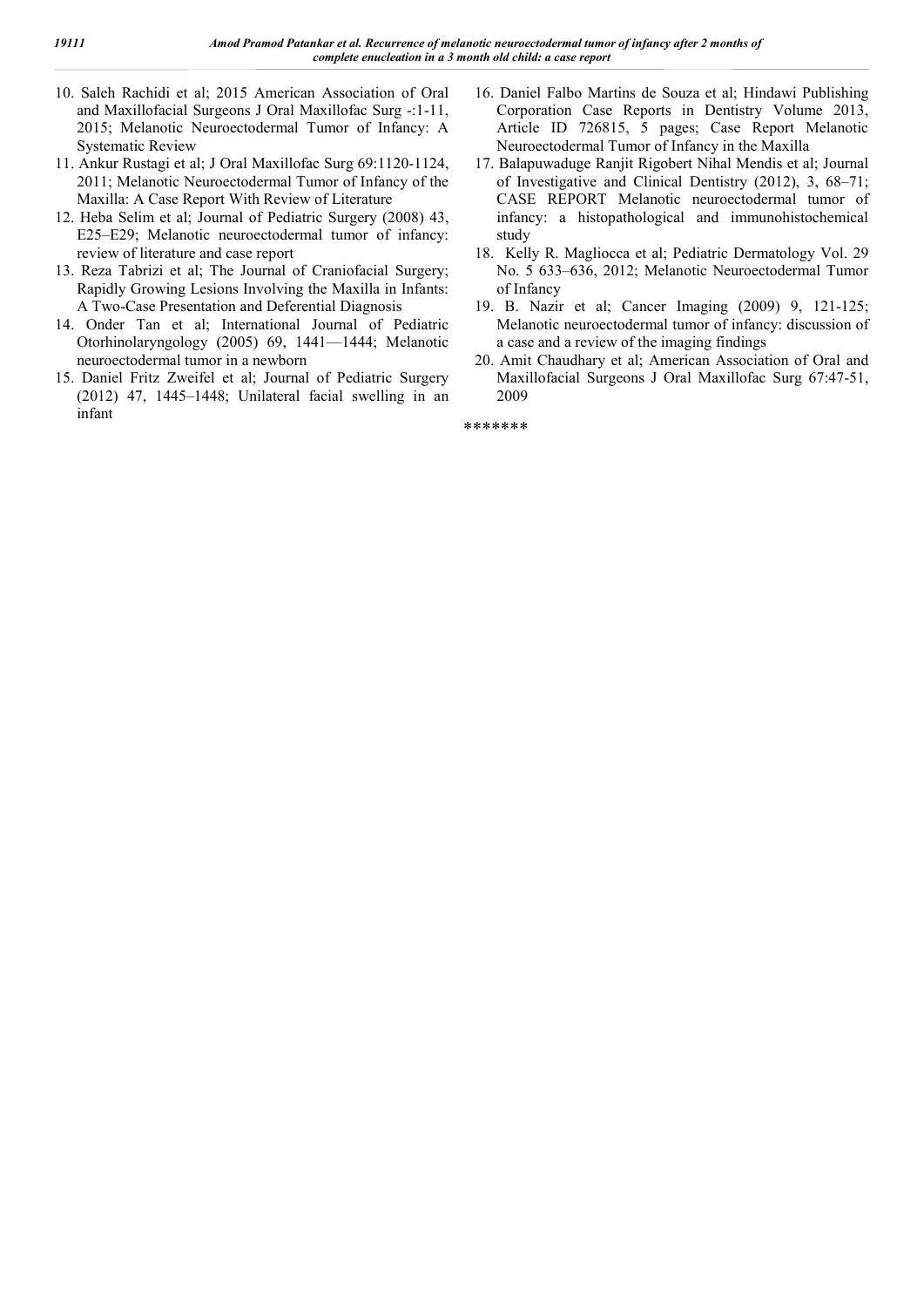10. Saleh Rachidi et al; 2015 American Association of Oral and Maxillofacial Surgeons J Oral Maxillofac Surg -:1-11, 2015; Melanotic Neuroectodermal Tumor of Infancy: A Systematic Review
11. Ankur Rustagi et al; J Oral Maxillofac Surg 69:1120-1124, 2011; Melanotic Neuroectodermal Tumor of Infancy of the Maxilla: A Case Report With Review of Literature
12. Heba Selim et al; Journal of Pediatric Surgery (2008) 43, E25–E29; Melanotic neuroectodermal tumor of infancy: review of literature and case report
13. Reza Tabrizi et al; The Journal of Craniofacial Surgery; Rapidly Growing Lesions Involving the Maxilla in Infants: A Two-Case Presentation and Deferential Diagnosis
14. Onder Tan et al; International Journal of Pediatric Otorhinolaryngology (2005) 69, 1441—1444; Melanotic neuroectodermal tumor in a newborn
15. Daniel Fritz Zweifel et al; Journal of Pediatric Surgery (2012) 47, 1445–1448; Unilateral facial swelling in an infant
16. Daniel Falbo Martins de Souza et al; Hindawi Publishing Corporation Case Reports in Dentistry Volume 2013, Article ID 726815, 5 pages; Case Report Melanotic Neuroectodermal Tumor of Infancy in the Maxilla
17. Balapuwaduge Ranjit Rigobert Nihal Mendis et al; Journal of Investigative and Clinical Dentistry (2012), 3, 68–71; CASE REPORT Melanotic neuroectodermal tumor of infancy: a histopathological and immunohistochemical study
18. Kelly R. Magliocca et al; Pediatric Dermatology Vol. 29 No. 5 633–636, 2012; Melanotic Neuroectodermal Tumor of Infancy
19. B. Nazir et al; Cancer Imaging (2009) 9, 121-125; Melanotic neuroectodermal tumor of infancy: discussion of a case and a review of the imaging findings
20. Amit Chaudhary et al; American Association of Oral and Maxillofacial Surgeons J Oral Maxillofac Surg 67:47-51, 2009

*******